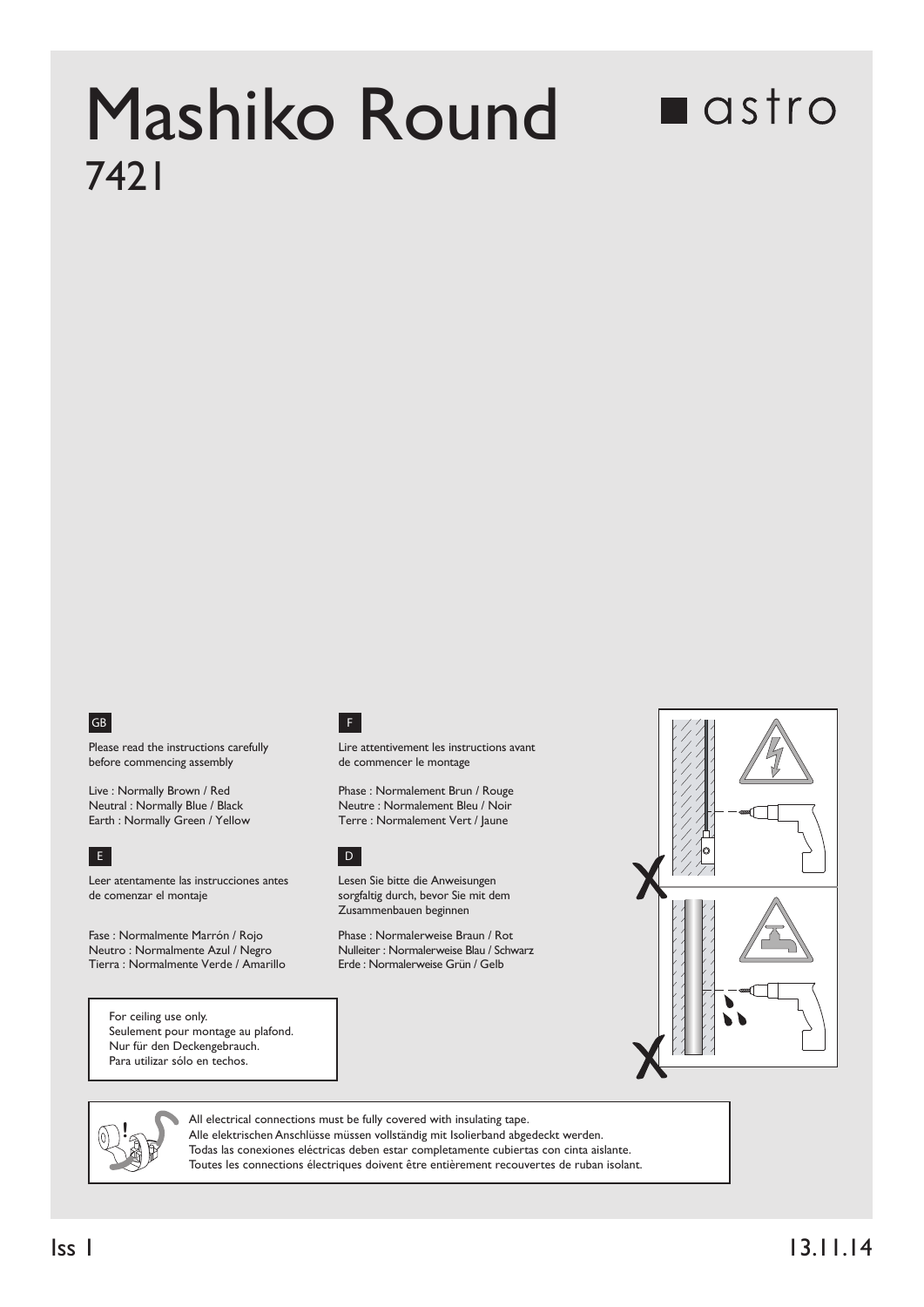# Mashiko Round

## 7421

astro

GB

Please read the instructions carefully before commencing assembly

Live : Normally Brown / Red
Neutral : Normally Blue / Black
Earth : Normally Green / Yellow

F

Lire attentivement les instructions avant de commencer le montage

Phase : Normalement Brun / Rouge
Neutre : Normalement Bleu / Noir
Terre : Normalement Vert / Jaune

E

Leer atentamente las instrucciones antes de comenzar el montaje

Fase : Normalmente Marrón / Rojo
Neutro : Normalmente Azul / Negro
Tierra : Normalmente Verde / Amarillo

D

Lesen Sie bitte die Anweisungen sorgfaltig durch, bevor Sie mit dem Zusammenbauen beginnen

Phase : Normalerweise Braun / Rot
Nulleiter : Normalerweise Blau / Schwarz
Erde : Normalerweise Grün / Gelb

For ceiling use only.
Seulement pour montage au plafond.
Nur für den Deckengebrauch.
Para utilizar sólo en techos.

All electrical connections must be fully covered with insulating tape.
Alle elektrischen Anschlüsse müssen vollständig mit Isolierband abgedeckt werden.
Todas las conexiones eléctricas deben estar completamente cubiertas con cinta aislante.
Toutes les connections électriques doivent être entièrement recouvertes de ruban isolant.

Iss 1

13.11.14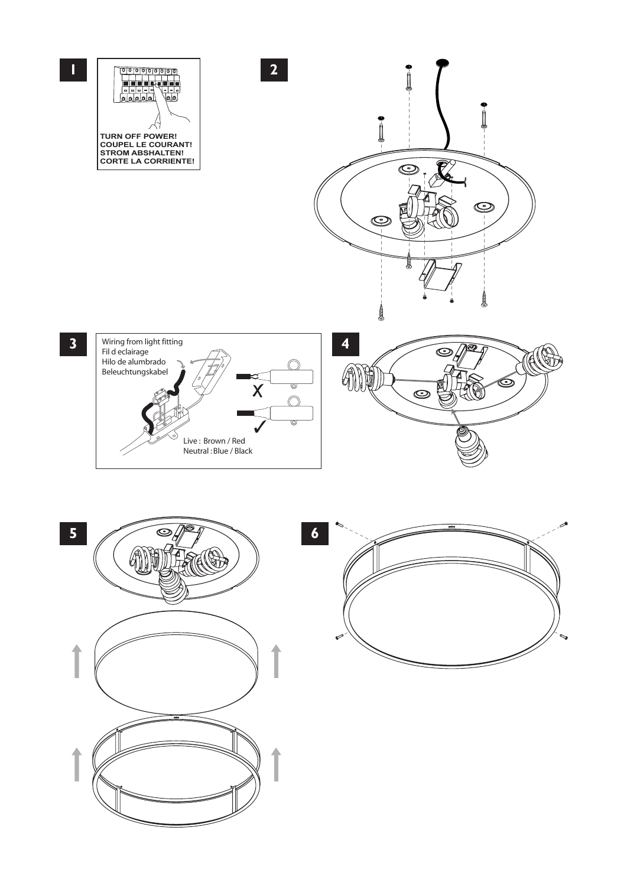1

TURN OFF POWER!
COUPEL LE COURANT!
STROM ABSHALTEN!
CORTE LA CORRIENTE!

2

3

Wiring from light fitting
Fil d eclairage
Hilo de alumbrado
Beleuchtungskabel

Live : Brown / Red
Neutral : Blue / Black

4

5

6